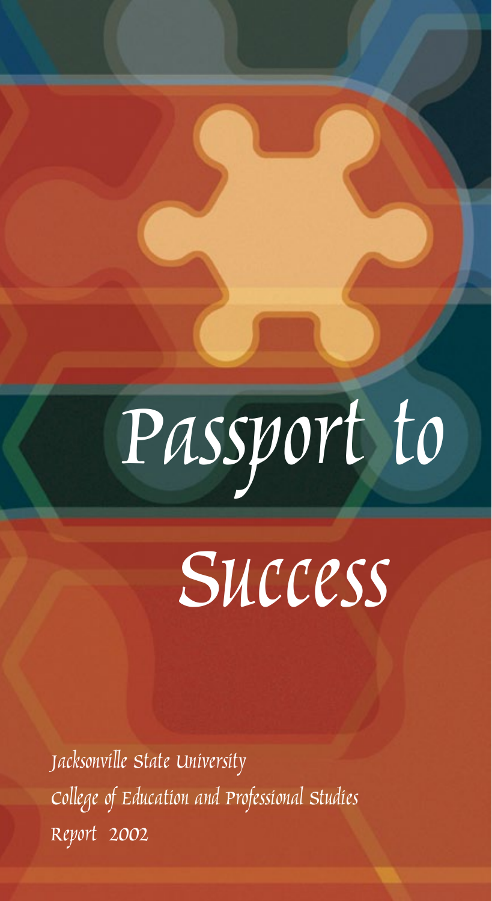# Passport to Success

Jacksonville State University

College of Education and Professional Studies

Report 2002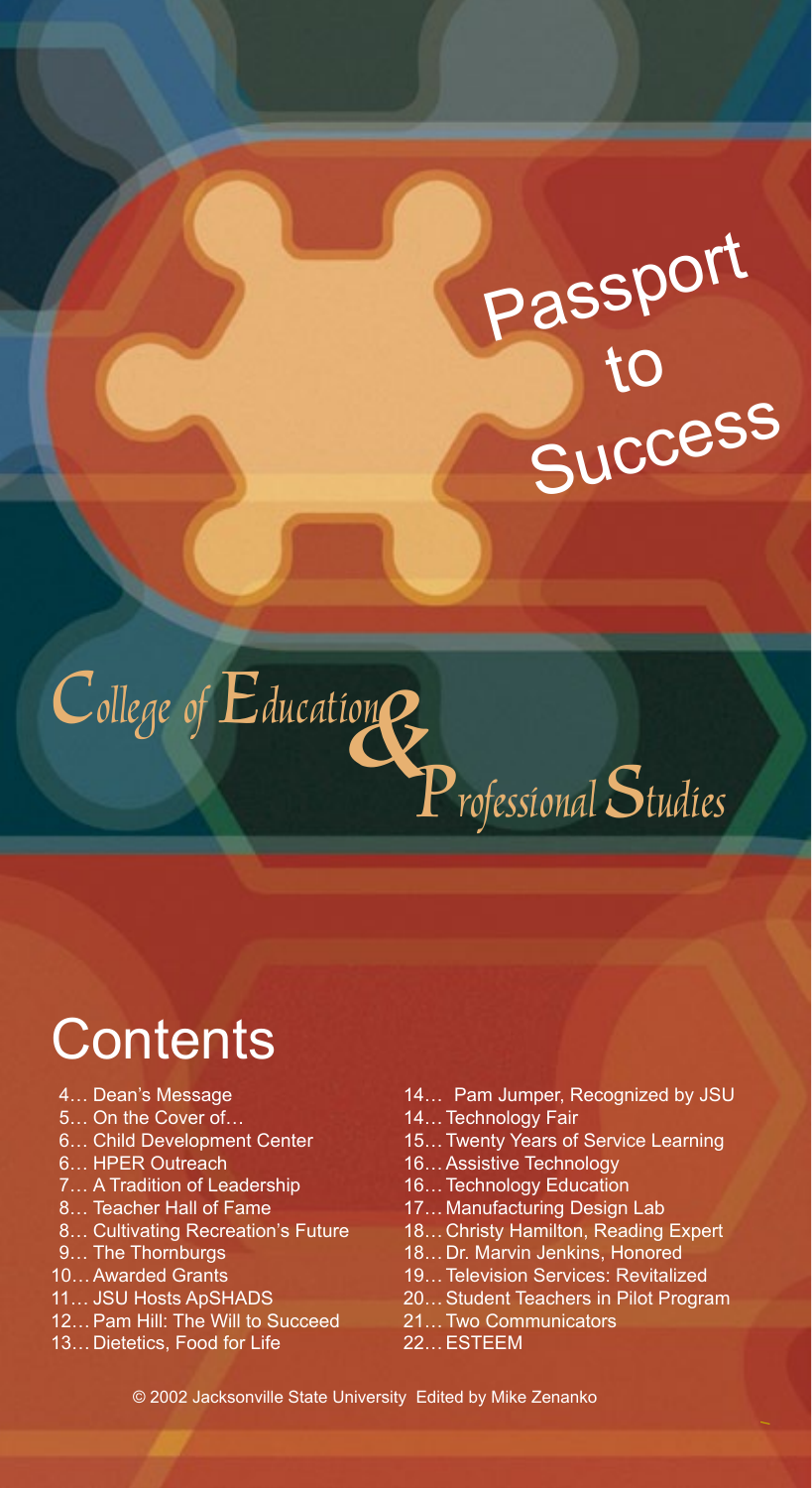# Passport to Success

# College of Education & Professional Studies

## Contents

- 4… Dean's Message
- 5… On the Cover of…
- 6… Child Development Center
- 6… HPER Outreach
- 7… A Tradition of Leadership
- 8… Teacher Hall of Fame
- 8… Cultivating Recreation's Future
- 9… The Thornburgs
- 10… Awarded Grants
- 11… JSU Hosts ApSHADS
- 12… Pam Hill: The Will to Succeed
- 13… Dietetics, Food for Life
- 14… Pam Jumper, Recognized by JSU
- 14… Technology Fair
- 15… Twenty Years of Service Learning
- 16… Assistive Technology
- 16… Technology Education
- 17… Manufacturing Design Lab
- 18… Christy Hamilton, Reading Expert
- 18… Dr. Marvin Jenkins, Honored
- 19… Television Services: Revitalized
- 20… Student Teachers in Pilot Program
- 21… Two Communicators
- 22… ESTEEM

© 2002 Jacksonville State University Edited by Mike Zenanko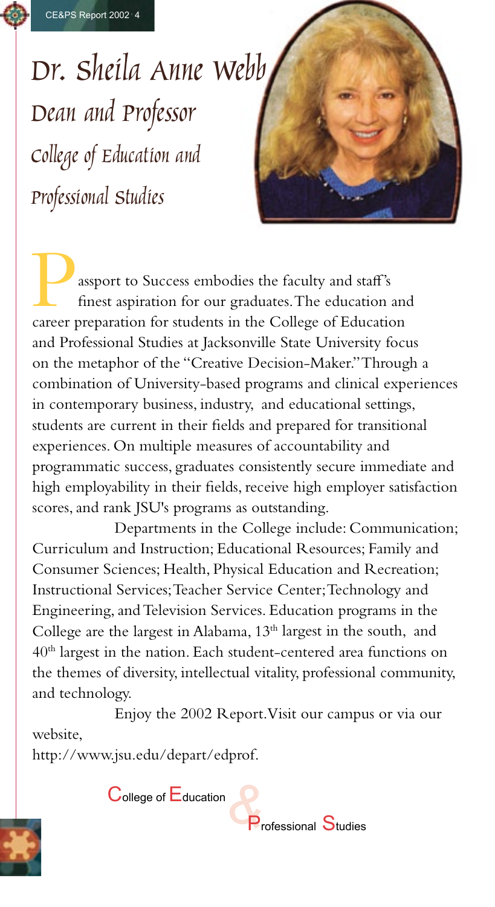# Dr. Sheila Anne Webb

## Dean and Professor

## College of Education and Professional Studies

Passport to Success embodies the faculty and staff's finest aspiration for our graduates. The education and career preparation for students in the College of Education and Professional Studies at Jacksonville State University focus on the metaphor of the "Creative Decision-Maker." Through a combination of University-based programs and clinical experiences in contemporary business, industry, and educational settings, students are current in their fields and prepared for transitional experiences. On multiple measures of accountability and programmatic success, graduates consistently secure immediate and high employability in their fields, receive high employer satisfaction scores, and rank JSU's programs as outstanding.

Departments in the College include: Communication; Curriculum and Instruction; Educational Resources; Family and Consumer Sciences; Health, Physical Education and Recreation; Instructional Services; Teacher Service Center; Technology and Engineering, and Television Services. Education programs in the College are the largest in Alabama, 13th largest in the south, and 40th largest in the nation. Each student-centered area functions on the themes of diversity, intellectual vitality, professional community, and technology.

Enjoy the 2002 Report. Visit our campus or via our website,

http://www.jsu.edu/depart/edprof.

College of Education & Professional Studies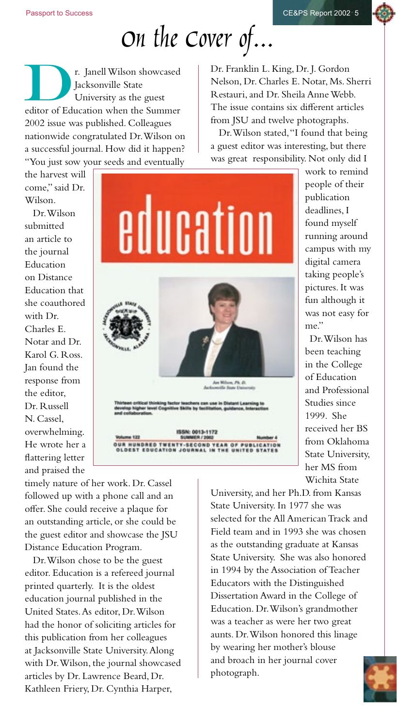# On the Cover of...

Dr. Janell Wilson showcased Jacksonville State University as the guest editor of Education when the Summer 2002 issue was published. Colleagues nationwide congratulated Dr. Wilson on a successful journal. How did it happen? "You just sow your seeds and eventually the harvest will come," said Dr. Wilson.

Dr. Wilson submitted an article to the journal Education on Distance Education that she coauthored with Dr. Charles E. Notar and Dr. Karol G. Ross. Jan found the response from the editor, Dr. Russell N. Cassel, overwhelming. He wrote her a flattering letter and praised the timely nature of her work. Dr. Cassel followed up with a phone call and an offer. She could receive a plaque for an outstanding article, or she could be the guest editor and showcase the JSU Distance Education Program.

Dr. Wilson chose to be the guest editor. Education is a refereed journal printed quarterly. It is the oldest education journal published in the United States. As editor, Dr. Wilson had the honor of soliciting articles for this publication from her colleagues at Jacksonville State University. Along with Dr. Wilson, the journal showcased articles by Dr. Lawrence Beard, Dr. Kathleen Friery, Dr. Cynthia Harper, Dr. Franklin L. King, Dr. J. Gordon Nelson, Dr. Charles E. Notar, Ms. Sherri Restauri, and Dr. Sheila Anne Webb. The issue contains six different articles from JSU and twelve photographs.

Dr. Wilson stated, "I found that being a guest editor was interesting, but there was great responsibility. Not only did I work to remind people of their publication deadlines, I found myself running around campus with my digital camera taking people's pictures. It was fun although it was not easy for me."

Dr. Wilson has been teaching in the College of Education and Professional Studies since 1999. She received her BS from Oklahoma State University, her MS from Wichita State University, and her Ph.D. from Kansas State University. In 1977 she was selected for the All American Track and Field team and in 1993 she was chosen as the outstanding graduate at Kansas State University. She was also honored in 1994 by the Association of Teacher Educators with the Distinguished Dissertation Award in the College of Education. Dr. Wilson's grandmother was a teacher as were her two great aunts. Dr. Wilson honored this linage by wearing her mother's blouse and broach in her journal cover photograph.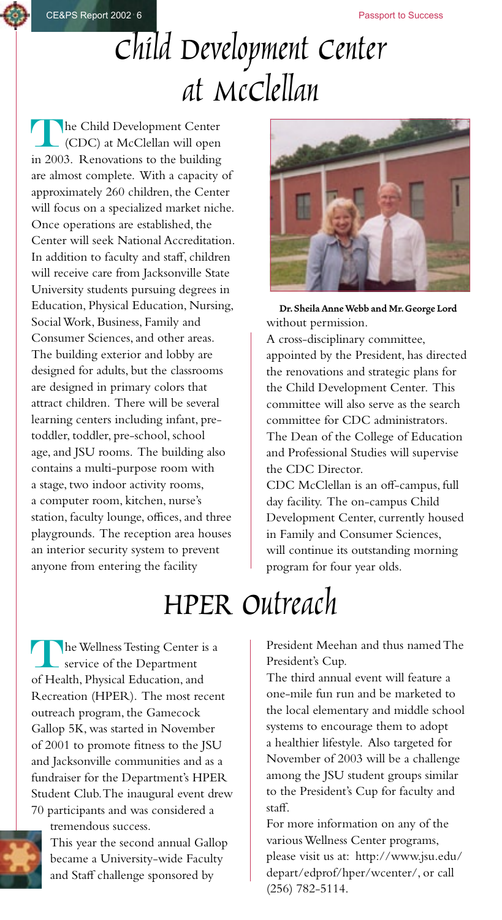# Child Development Center at McClellan

The Child Development Center (CDC) at McClellan will open in 2003. Renovations to the building are almost complete. With a capacity of approximately 260 children, the Center will focus on a specialized market niche. Once operations are established, the Center will seek National Accreditation. In addition to faculty and staff, children will receive care from Jacksonville State University students pursuing degrees in Education, Physical Education, Nursing, Social Work, Business, Family and Consumer Sciences, and other areas. The building exterior and lobby are designed for adults, but the classrooms are designed in primary colors that attract children. There will be several learning centers including infant, pre-toddler, toddler, pre-school, school age, and JSU rooms. The building also contains a multi-purpose room with a stage, two indoor activity rooms, a computer room, kitchen, nurse's station, faculty lounge, offices, and three playgrounds. The reception area houses an interior security system to prevent anyone from entering the facility without permission.

**Dr. Sheila Anne Webb and Mr. George Lord**

A cross-disciplinary committee, appointed by the President, has directed the renovations and strategic plans for the Child Development Center. This committee will also serve as the search committee for CDC administrators. The Dean of the College of Education and Professional Studies will supervise the CDC Director.

CDC McClellan is an off-campus, full day facility. The on-campus Child Development Center, currently housed in Family and Consumer Sciences, will continue its outstanding morning program for four year olds.

# HPER Outreach

The Wellness Testing Center is a service of the Department of Health, Physical Education, and Recreation (HPER). The most recent outreach program, the Gamecock Gallop 5K, was started in November of 2001 to promote fitness to the JSU and Jacksonville communities and as a fundraiser for the Department's HPER Student Club. The inaugural event drew 70 participants and was considered a tremendous success.

This year the second annual Gallop became a University-wide Faculty and Staff challenge sponsored by President Meehan and thus named The President's Cup.

The third annual event will feature a one-mile fun run and be marketed to the local elementary and middle school systems to encourage them to adopt a healthier lifestyle. Also targeted for November of 2003 will be a challenge among the JSU student groups similar to the President's Cup for faculty and staff.

For more information on any of the various Wellness Center programs, please visit us at: http://www.jsu.edu/depart/edprof/hper/wcenter/, or call (256) 782-5114.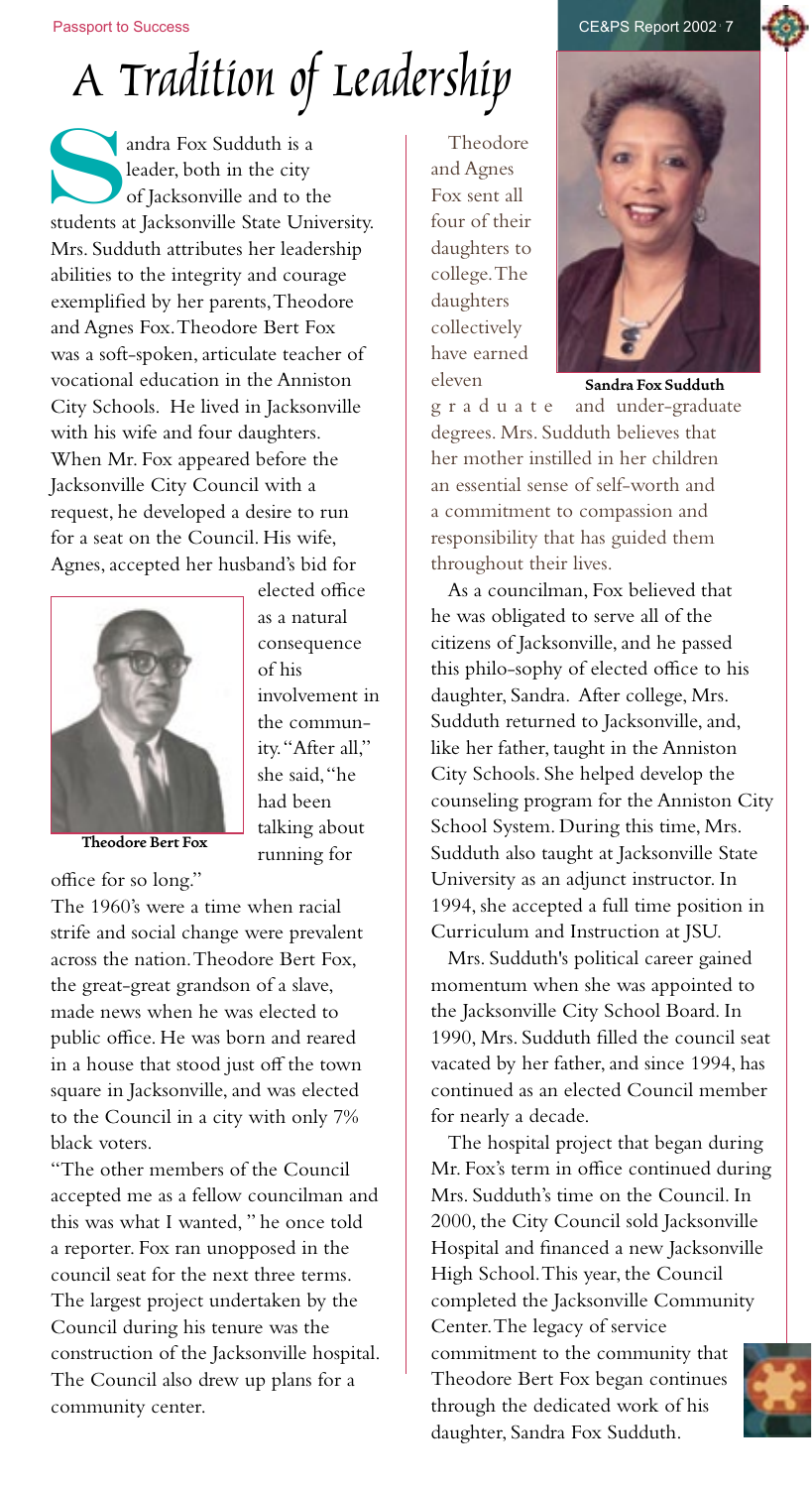# A Tradition of Leadership

Sandra Fox Sudduth is a leader, both in the city of Jacksonville and to the students at Jacksonville State University. Mrs. Sudduth attributes her leadership abilities to the integrity and courage exemplified by her parents, Theodore and Agnes Fox. Theodore Bert Fox was a soft-spoken, articulate teacher of vocational education in the Anniston City Schools. He lived in Jacksonville with his wife and four daughters. When Mr. Fox appeared before the Jacksonville City Council with a request, he developed a desire to run for a seat on the Council. His wife, Agnes, accepted her husband's bid for elected office as a natural consequence of his involvement in the community. "After all," she said, "he had been talking about running for office for so long."

**Theodore Bert Fox**

The 1960's were a time when racial strife and social change were prevalent across the nation. Theodore Bert Fox, the great-great grandson of a slave, made news when he was elected to public office. He was born and reared in a house that stood just off the town square in Jacksonville, and was elected to the Council in a city with only 7% black voters.

"The other members of the Council accepted me as a fellow councilman and this was what I wanted, " he once told a reporter. Fox ran unopposed in the council seat for the next three terms. The largest project undertaken by the Council during his tenure was the construction of the Jacksonville hospital. The Council also drew up plans for a community center.

Theodore and Agnes Fox sent all four of their daughters to college. The daughters collectively have earned eleven graduate and under-graduate degrees. Mrs. Sudduth believes that her mother instilled in her children an essential sense of self-worth and a commitment to compassion and responsibility that has guided them throughout their lives.

**Sandra Fox Sudduth**

As a councilman, Fox believed that he was obligated to serve all of the citizens of Jacksonville, and he passed this philo-sophy of elected office to his daughter, Sandra. After college, Mrs. Sudduth returned to Jacksonville, and, like her father, taught in the Anniston City Schools. She helped develop the counseling program for the Anniston City School System. During this time, Mrs. Sudduth also taught at Jacksonville State University as an adjunct instructor. In 1994, she accepted a full time position in Curriculum and Instruction at JSU.

Mrs. Sudduth's political career gained momentum when she was appointed to the Jacksonville City School Board. In 1990, Mrs. Sudduth filled the council seat vacated by her father, and since 1994, has continued as an elected Council member for nearly a decade.

The hospital project that began during Mr. Fox's term in office continued during Mrs. Sudduth's time on the Council. In 2000, the City Council sold Jacksonville Hospital and financed a new Jacksonville High School. This year, the Council completed the Jacksonville Community Center. The legacy of service commitment to the community that Theodore Bert Fox began continues through the dedicated work of his daughter, Sandra Fox Sudduth.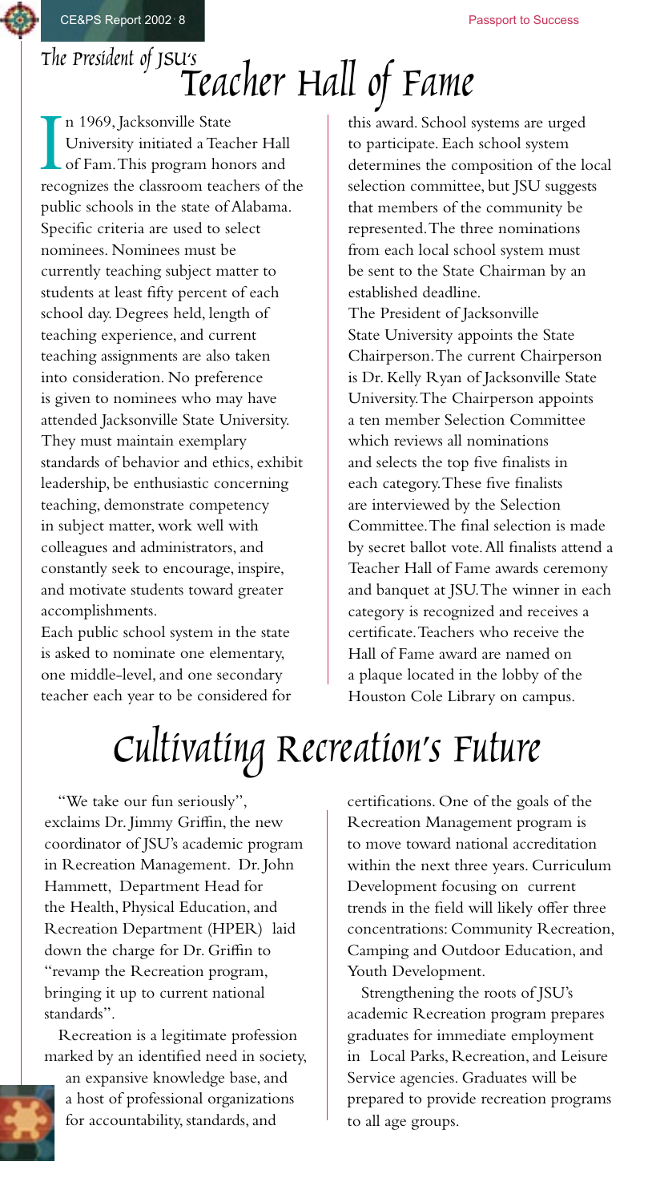# The President of JSU's Teacher Hall of Fame

In 1969, Jacksonville State University initiated a Teacher Hall of Fam. This program honors and recognizes the classroom teachers of the public schools in the state of Alabama. Specific criteria are used to select nominees. Nominees must be currently teaching subject matter to students at least fifty percent of each school day. Degrees held, length of teaching experience, and current teaching assignments are also taken into consideration. No preference is given to nominees who may have attended Jacksonville State University. They must maintain exemplary standards of behavior and ethics, exhibit leadership, be enthusiastic concerning teaching, demonstrate competency in subject matter, work well with colleagues and administrators, and constantly seek to encourage, inspire, and motivate students toward greater accomplishments.

Each public school system in the state is asked to nominate one elementary, one middle-level, and one secondary teacher each year to be considered for this award. School systems are urged to participate. Each school system determines the composition of the local selection committee, but JSU suggests that members of the community be represented. The three nominations from each local school system must be sent to the State Chairman by an established deadline.

The President of Jacksonville State University appoints the State Chairperson. The current Chairperson is Dr. Kelly Ryan of Jacksonville State University. The Chairperson appoints a ten member Selection Committee which reviews all nominations and selects the top five finalists in each category. These five finalists are interviewed by the Selection Committee. The final selection is made by secret ballot vote. All finalists attend a Teacher Hall of Fame awards ceremony and banquet at JSU. The winner in each category is recognized and receives a certificate. Teachers who receive the Hall of Fame award are named on a plaque located in the lobby of the Houston Cole Library on campus.

# Cultivating Recreation's Future

"We take our fun seriously", exclaims Dr. Jimmy Griffin, the new coordinator of JSU's academic program in Recreation Management. Dr. John Hammett, Department Head for the Health, Physical Education, and Recreation Department (HPER) laid down the charge for Dr. Griffin to "revamp the Recreation program, bringing it up to current national standards".

Recreation is a legitimate profession marked by an identified need in society, an expansive knowledge base, and a host of professional organizations for accountability, standards, and certifications. One of the goals of the Recreation Management program is to move toward national accreditation within the next three years. Curriculum Development focusing on current trends in the field will likely offer three concentrations: Community Recreation, Camping and Outdoor Education, and Youth Development.

Strengthening the roots of JSU's academic Recreation program prepares graduates for immediate employment in Local Parks, Recreation, and Leisure Service agencies. Graduates will be prepared to provide recreation programs to all age groups.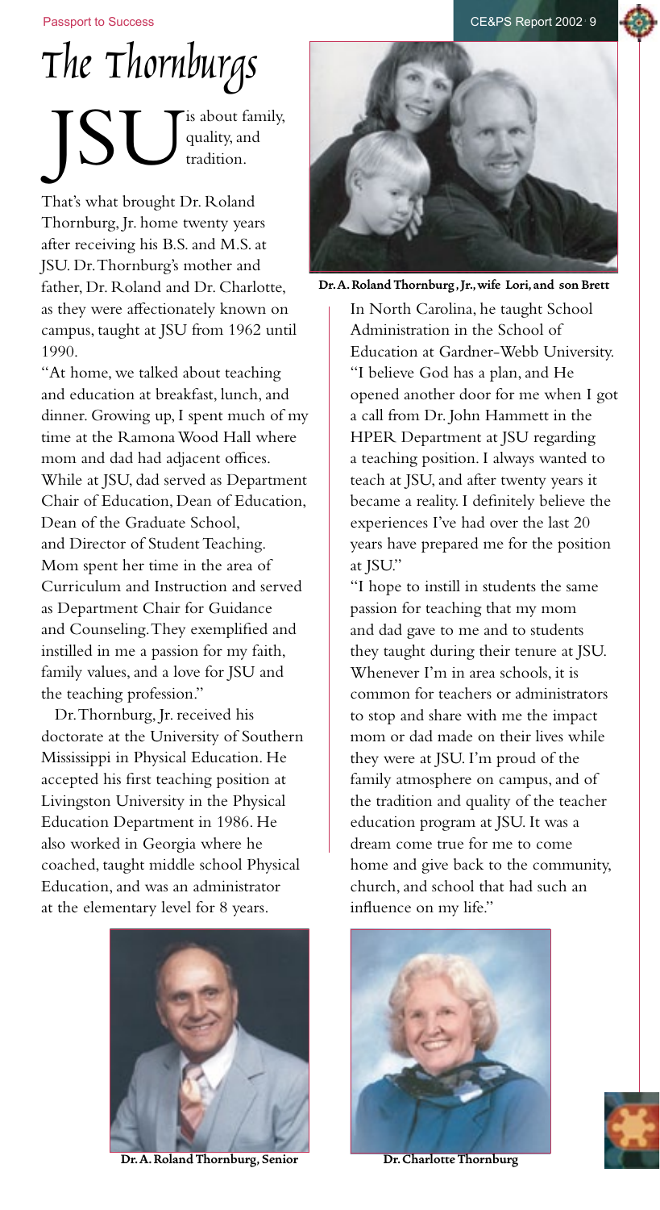# The Thornburgs

JSU is about family, quality, and tradition.

That's what brought Dr. Roland Thornburg, Jr. home twenty years after receiving his B.S. and M.S. at JSU. Dr. Thornburg's mother and father, Dr. Roland and Dr. Charlotte, as they were affectionately known on campus, taught at JSU from 1962 until 1990.

"At home, we talked about teaching and education at breakfast, lunch, and dinner. Growing up, I spent much of my time at the Ramona Wood Hall where mom and dad had adjacent offices. While at JSU, dad served as Department Chair of Education, Dean of Education, Dean of the Graduate School, and Director of Student Teaching. Mom spent her time in the area of Curriculum and Instruction and served as Department Chair for Guidance and Counseling. They exemplified and instilled in me a passion for my faith, family values, and a love for JSU and the teaching profession."

Dr. Thornburg, Jr. received his doctorate at the University of Southern Mississippi in Physical Education. He accepted his first teaching position at Livingston University in the Physical Education Department in 1986. He also worked in Georgia where he coached, taught middle school Physical Education, and was an administrator at the elementary level for 8 years.

**Dr. A. Roland Thornburg, Jr., wife Lori, and son Brett**

In North Carolina, he taught School Administration in the School of Education at Gardner-Webb University. "I believe God has a plan, and He opened another door for me when I got a call from Dr. John Hammett in the HPER Department at JSU regarding a teaching position. I always wanted to teach at JSU, and after twenty years it became a reality. I definitely believe the experiences I've had over the last 20 years have prepared me for the position at JSU."

"I hope to instill in students the same passion for teaching that my mom and dad gave to me and to students they taught during their tenure at JSU. Whenever I'm in area schools, it is common for teachers or administrators to stop and share with me the impact mom or dad made on their lives while they were at JSU. I'm proud of the family atmosphere on campus, and of the tradition and quality of the teacher education program at JSU. It was a dream come true for me to come home and give back to the community, church, and school that had such an influence on my life."

**Dr. A. Roland Thornburg, Senior**

**Dr. Charlotte Thornburg**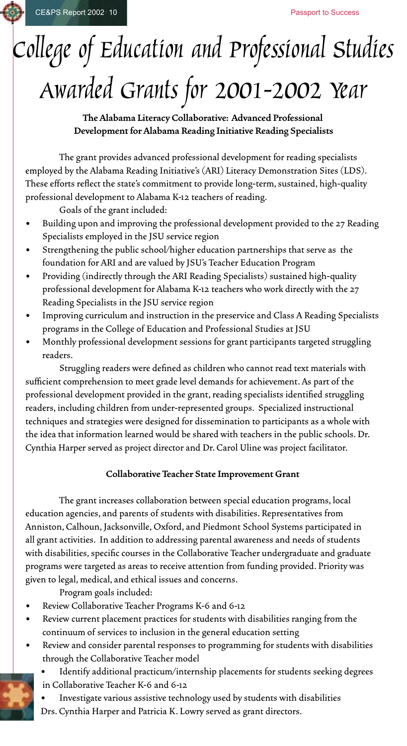# College of Education and Professional Studies Awarded Grants for 2001-2002 Year

### The Alabama Literacy Collaborative: Advanced Professional Development for Alabama Reading Initiative Reading Specialists

The grant provides advanced professional development for reading specialists employed by the Alabama Reading Initiative's (ARI) Literacy Demonstration Sites (LDS). These efforts reflect the state's commitment to provide long-term, sustained, high-quality professional development to Alabama K-12 teachers of reading.

Goals of the grant included:

- Building upon and improving the professional development provided to the 27 Reading Specialists employed in the JSU service region
- Strengthening the public school/higher education partnerships that serve as the foundation for ARI and are valued by JSU's Teacher Education Program
- Providing (indirectly through the ARI Reading Specialists) sustained high-quality professional development for Alabama K-12 teachers who work directly with the 27 Reading Specialists in the JSU service region
- Improving curriculum and instruction in the preservice and Class A Reading Specialists programs in the College of Education and Professional Studies at JSU
- Monthly professional development sessions for grant participants targeted struggling readers.

Struggling readers were defined as children who cannot read text materials with sufficient comprehension to meet grade level demands for achievement. As part of the professional development provided in the grant, reading specialists identified struggling readers, including children from under-represented groups. Specialized instructional techniques and strategies were designed for dissemination to participants as a whole with the idea that information learned would be shared with teachers in the public schools. Dr. Cynthia Harper served as project director and Dr. Carol Uline was project facilitator.

### Collaborative Teacher State Improvement Grant

The grant increases collaboration between special education programs, local education agencies, and parents of students with disabilities. Representatives from Anniston, Calhoun, Jacksonville, Oxford, and Piedmont School Systems participated in all grant activities. In addition to addressing parental awareness and needs of students with disabilities, specific courses in the Collaborative Teacher undergraduate and graduate programs were targeted as areas to receive attention from funding provided. Priority was given to legal, medical, and ethical issues and concerns.

Program goals included:

- Review Collaborative Teacher Programs K-6 and 6-12
- Review current placement practices for students with disabilities ranging from the continuum of services to inclusion in the general education setting
- Review and consider parental responses to programming for students with disabilities through the Collaborative Teacher model
- Identify additional practicum/internship placements for students seeking degrees in Collaborative Teacher K-6 and 6-12
- Investigate various assistive technology used by students with disabilities

Drs. Cynthia Harper and Patricia K. Lowry served as grant directors.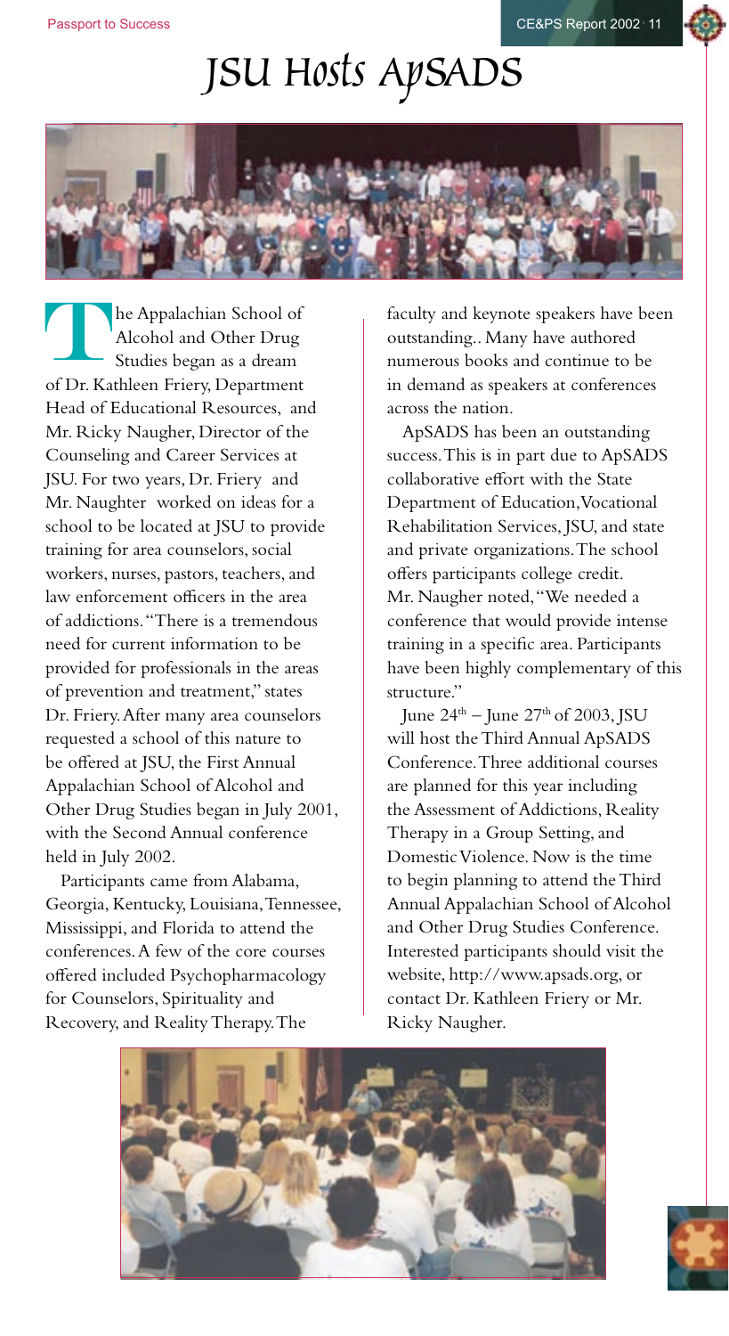# JSU Hosts ApSADS

The Appalachian School of Alcohol and Other Drug Studies began as a dream of Dr. Kathleen Friery, Department Head of Educational Resources, and Mr. Ricky Naugher, Director of the Counseling and Career Services at JSU. For two years, Dr. Friery and Mr. Naughter worked on ideas for a school to be located at JSU to provide training for area counselors, social workers, nurses, pastors, teachers, and law enforcement officers in the area of addictions. "There is a tremendous need for current information to be provided for professionals in the areas of prevention and treatment," states Dr. Friery. After many area counselors requested a school of this nature to be offered at JSU, the First Annual Appalachian School of Alcohol and Other Drug Studies began in July 2001, with the Second Annual conference held in July 2002.

Participants came from Alabama, Georgia, Kentucky, Louisiana, Tennessee, Mississippi, and Florida to attend the conferences. A few of the core courses offered included Psychopharmacology for Counselors, Spirituality and Recovery, and Reality Therapy. The faculty and keynote speakers have been outstanding.. Many have authored numerous books and continue to be in demand as speakers at conferences across the nation.

ApSADS has been an outstanding success. This is in part due to ApSADS collaborative effort with the State Department of Education, Vocational Rehabilitation Services, JSU, and state and private organizations. The school offers participants college credit. Mr. Naugher noted, "We needed a conference that would provide intense training in a specific area. Participants have been highly complementary of this structure."

June 24th – June 27th of 2003, JSU will host the Third Annual ApSADS Conference. Three additional courses are planned for this year including the Assessment of Addictions, Reality Therapy in a Group Setting, and Domestic Violence. Now is the time to begin planning to attend the Third Annual Appalachian School of Alcohol and Other Drug Studies Conference. Interested participants should visit the website, http://www.apsads.org, or contact Dr. Kathleen Friery or Mr. Ricky Naugher.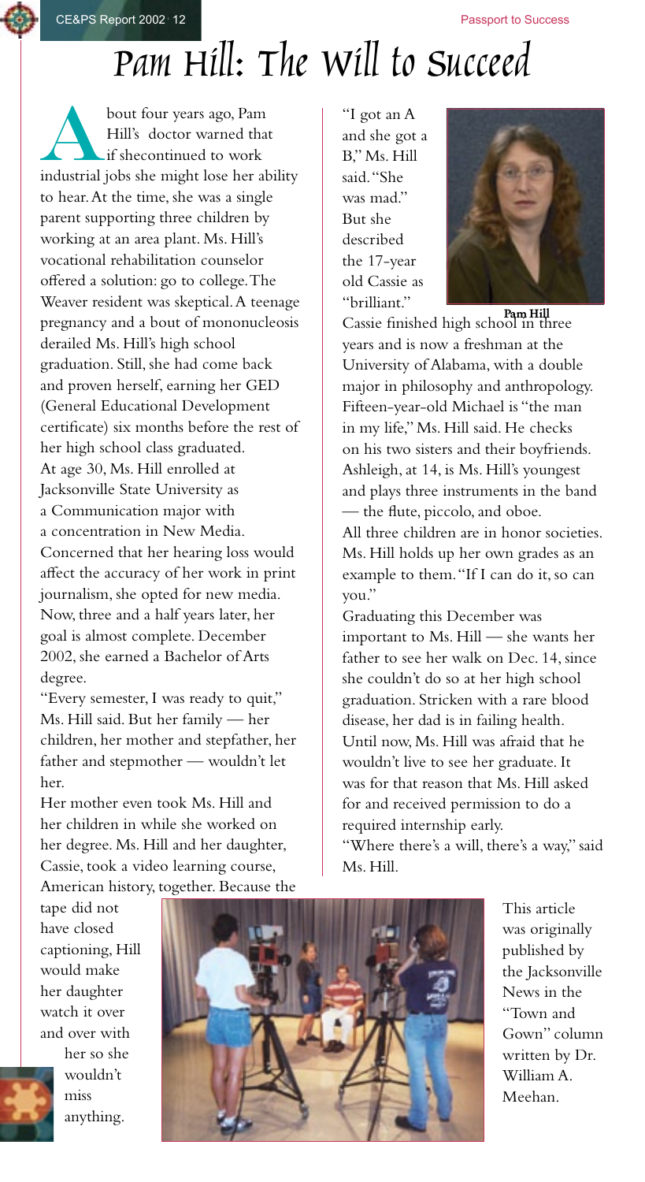# Pam Hill: The Will to Succeed

About four years ago, Pam Hill's doctor warned that if shecontinued to work industrial jobs she might lose her ability to hear. At the time, she was a single parent supporting three children by working at an area plant. Ms. Hill's vocational rehabilitation counselor offered a solution: go to college. The Weaver resident was skeptical. A teenage pregnancy and a bout of mononucleosis derailed Ms. Hill's high school graduation. Still, she had come back and proven herself, earning her GED (General Educational Development certificate) six months before the rest of her high school class graduated.

At age 30, Ms. Hill enrolled at Jacksonville State University as a Communication major with a concentration in New Media. Concerned that her hearing loss would affect the accuracy of her work in print journalism, she opted for new media. Now, three and a half years later, her goal is almost complete. December 2002, she earned a Bachelor of Arts degree.

"Every semester, I was ready to quit," Ms. Hill said. But her family — her children, her mother and stepfather, her father and stepmother — wouldn't let her.

Her mother even took Ms. Hill and her children in while she worked on her degree. Ms. Hill and her daughter, Cassie, took a video learning course, American history, together. Because the tape did not have closed captioning, Hill would make her daughter watch it over and over with her so she wouldn't miss anything.

"I got an A and she got a B," Ms. Hill said. "She was mad." But she described the 17-year old Cassie as "brilliant."

Pam Hill

Cassie finished high school in three years and is now a freshman at the University of Alabama, with a double major in philosophy and anthropology. Fifteen-year-old Michael is "the man in my life," Ms. Hill said. He checks on his two sisters and their boyfriends. Ashleigh, at 14, is Ms. Hill's youngest and plays three instruments in the band — the flute, piccolo, and oboe.

All three children are in honor societies. Ms. Hill holds up her own grades as an example to them. "If I can do it, so can you."

Graduating this December was important to Ms. Hill — she wants her father to see her walk on Dec. 14, since she couldn't do so at her high school graduation. Stricken with a rare blood disease, her dad is in failing health. Until now, Ms. Hill was afraid that he wouldn't live to see her graduate. It was for that reason that Ms. Hill asked for and received permission to do a required internship early.

"Where there's a will, there's a way," said Ms. Hill.

This article was originally published by the Jacksonville News in the "Town and Gown" column written by Dr. William A. Meehan.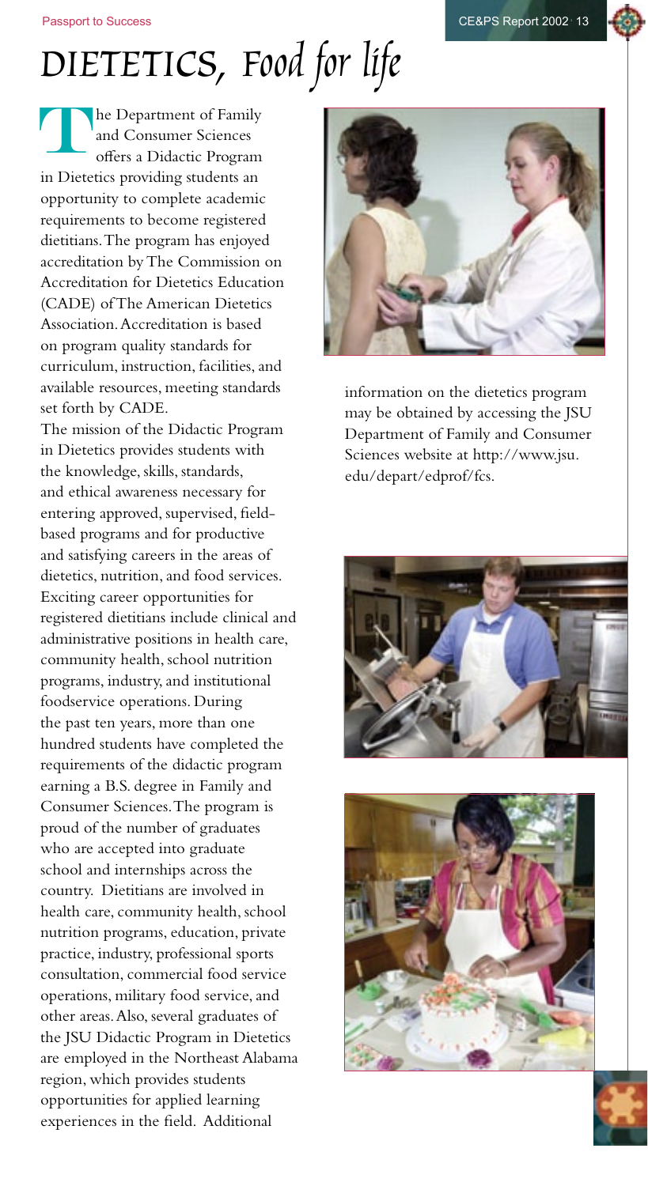# DIETETICS, Food for life

The Department of Family and Consumer Sciences offers a Didactic Program in Dietetics providing students an opportunity to complete academic requirements to become registered dietitians. The program has enjoyed accreditation by The Commission on Accreditation for Dietetics Education (CADE) of The American Dietetics Association. Accreditation is based on program quality standards for curriculum, instruction, facilities, and available resources, meeting standards set forth by CADE.

The mission of the Didactic Program in Dietetics provides students with the knowledge, skills, standards, and ethical awareness necessary for entering approved, supervised, field-based programs and for productive and satisfying careers in the areas of dietetics, nutrition, and food services. Exciting career opportunities for registered dietitians include clinical and administrative positions in health care, community health, school nutrition programs, industry, and institutional foodservice operations. During the past ten years, more than one hundred students have completed the requirements of the didactic program earning a B.S. degree in Family and Consumer Sciences. The program is proud of the number of graduates who are accepted into graduate school and internships across the country. Dietitians are involved in health care, community health, school nutrition programs, education, private practice, industry, professional sports consultation, commercial food service operations, military food service, and other areas. Also, several graduates of the JSU Didactic Program in Dietetics are employed in the Northeast Alabama region, which provides students opportunities for applied learning experiences in the field. Additional information on the dietetics program may be obtained by accessing the JSU Department of Family and Consumer Sciences website at http://www.jsu.edu/depart/edprof/fcs.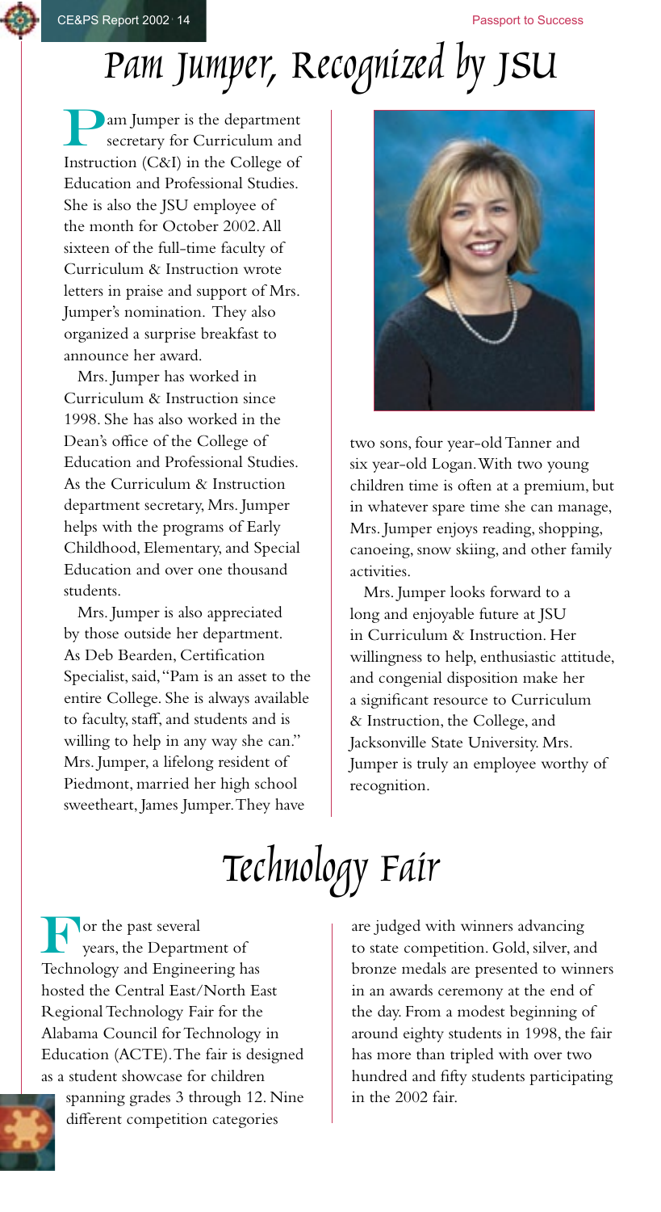# Pam Jumper, Recognized by JSU

Pam Jumper is the department secretary for Curriculum and Instruction (C&I) in the College of Education and Professional Studies. She is also the JSU employee of the month for October 2002. All sixteen of the full-time faculty of Curriculum & Instruction wrote letters in praise and support of Mrs. Jumper's nomination. They also organized a surprise breakfast to announce her award.

Mrs. Jumper has worked in Curriculum & Instruction since 1998. She has also worked in the Dean's office of the College of Education and Professional Studies. As the Curriculum & Instruction department secretary, Mrs. Jumper helps with the programs of Early Childhood, Elementary, and Special Education and over one thousand students.

Mrs. Jumper is also appreciated by those outside her department. As Deb Bearden, Certification Specialist, said, "Pam is an asset to the entire College. She is always available to faculty, staff, and students and is willing to help in any way she can." Mrs. Jumper, a lifelong resident of Piedmont, married her high school sweetheart, James Jumper. They have two sons, four year-old Tanner and six year-old Logan. With two young children time is often at a premium, but in whatever spare time she can manage, Mrs. Jumper enjoys reading, shopping, canoeing, snow skiing, and other family activities.

Mrs. Jumper looks forward to a long and enjoyable future at JSU in Curriculum & Instruction. Her willingness to help, enthusiastic attitude, and congenial disposition make her a significant resource to Curriculum & Instruction, the College, and Jacksonville State University. Mrs. Jumper is truly an employee worthy of recognition.

# Technology Fair

For the past several years, the Department of Technology and Engineering has hosted the Central East/North East Regional Technology Fair for the Alabama Council for Technology in Education (ACTE). The fair is designed as a student showcase for children spanning grades 3 through 12. Nine different competition categories are judged with winners advancing to state competition. Gold, silver, and bronze medals are presented to winners in an awards ceremony at the end of the day. From a modest beginning of around eighty students in 1998, the fair has more than tripled with over two hundred and fifty students participating in the 2002 fair.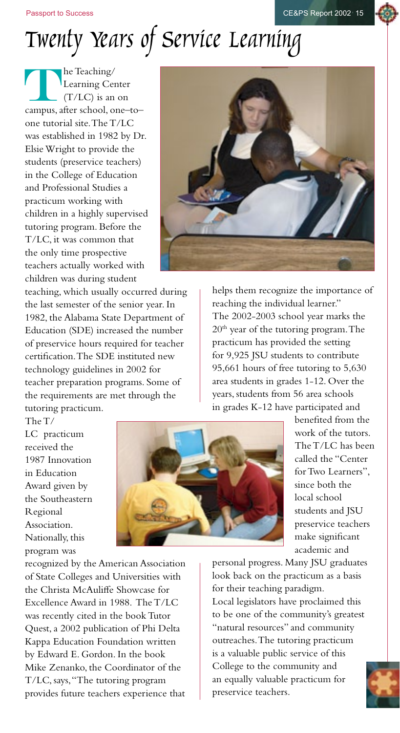# Twenty Years of Service Learning

The Teaching/Learning Center (T/LC) is an on campus, after school, one–to–one tutorial site. The T/LC was established in 1982 by Dr. Elsie Wright to provide the students (preservice teachers) in the College of Education and Professional Studies a practicum working with children in a highly supervised tutoring program. Before the T/LC, it was common that the only time prospective teachers actually worked with children was during student teaching, which usually occurred during the last semester of the senior year. In 1982, the Alabama State Department of Education (SDE) increased the number of preservice hours required for teacher certification. The SDE instituted new technology guidelines in 2002 for teacher preparation programs. Some of the requirements are met through the tutoring practicum.

The T/LC practicum received the 1987 Innovation in Education Award given by the Southeastern Regional Association. Nationally, this program was recognized by the American Association of State Colleges and Universities with the Christa McAuliffe Showcase for Excellence Award in 1988. The T/LC was recently cited in the book Tutor Quest, a 2002 publication of Phi Delta Kappa Education Foundation written by Edward E. Gordon. In the book Mike Zenanko, the Coordinator of the T/LC, says, "The tutoring program provides future teachers experience that helps them recognize the importance of reaching the individual learner."

The 2002-2003 school year marks the 20th year of the tutoring program. The practicum has provided the setting for 9,925 JSU students to contribute 95,661 hours of free tutoring to 5,630 area students in grades 1-12. Over the years, students from 56 area schools in grades K-12 have participated and benefited from the work of the tutors. The T/LC has been called the "Center for Two Learners", since both the local school students and JSU preservice teachers make significant academic and personal progress. Many JSU graduates look back on the practicum as a basis for their teaching paradigm.

Local legislators have proclaimed this to be one of the community's greatest "natural resources" and community outreaches. The tutoring practicum is a valuable public service of this College to the community and an equally valuable practicum for preservice teachers.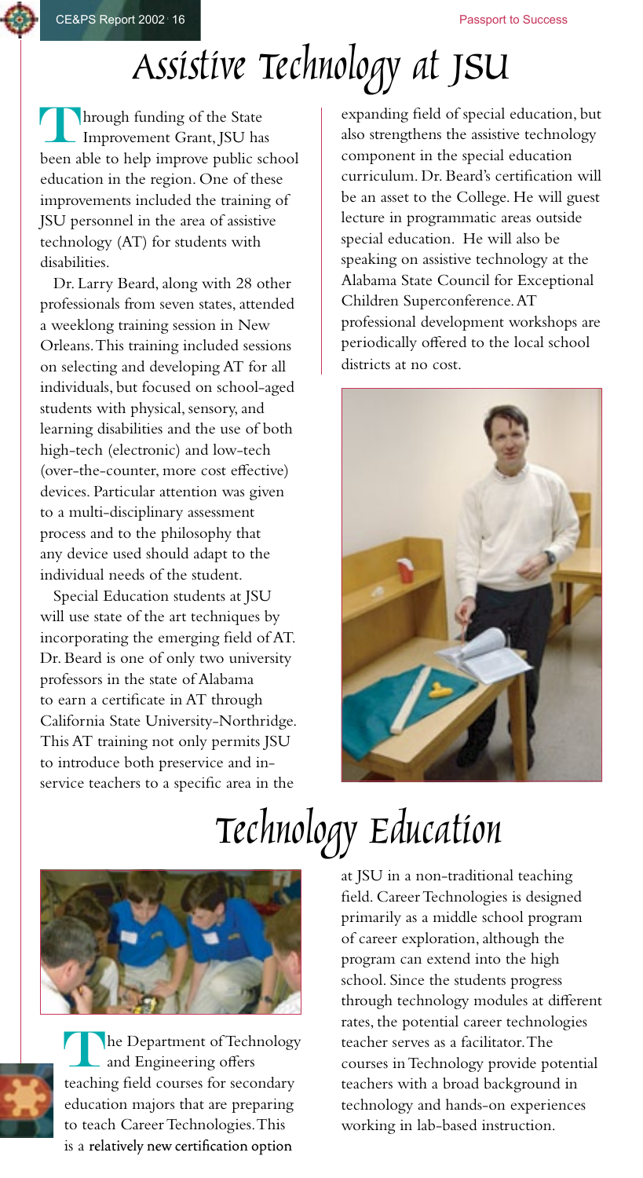# Assistive Technology at JSU

Through funding of the State Improvement Grant, JSU has been able to help improve public school education in the region. One of these improvements included the training of JSU personnel in the area of assistive technology (AT) for students with disabilities.

Dr. Larry Beard, along with 28 other professionals from seven states, attended a weeklong training session in New Orleans. This training included sessions on selecting and developing AT for all individuals, but focused on school-aged students with physical, sensory, and learning disabilities and the use of both high-tech (electronic) and low-tech (over-the-counter, more cost effective) devices. Particular attention was given to a multi-disciplinary assessment process and to the philosophy that any device used should adapt to the individual needs of the student.

Special Education students at JSU will use state of the art techniques by incorporating the emerging field of AT. Dr. Beard is one of only two university professors in the state of Alabama to earn a certificate in AT through California State University-Northridge. This AT training not only permits JSU to introduce both preservice and in-service teachers to a specific area in the expanding field of special education, but also strengthens the assistive technology component in the special education curriculum. Dr. Beard's certification will be an asset to the College. He will guest lecture in programmatic areas outside special education. He will also be speaking on assistive technology at the Alabama State Council for Exceptional Children Superconference. AT professional development workshops are periodically offered to the local school districts at no cost.

# Technology Education

The Department of Technology and Engineering offers teaching field courses for secondary education majors that are preparing to teach Career Technologies. This is a relatively new certification option at JSU in a non-traditional teaching field. Career Technologies is designed primarily as a middle school program of career exploration, although the program can extend into the high school. Since the students progress through technology modules at different rates, the potential career technologies teacher serves as a facilitator. The courses in Technology provide potential teachers with a broad background in technology and hands-on experiences working in lab-based instruction.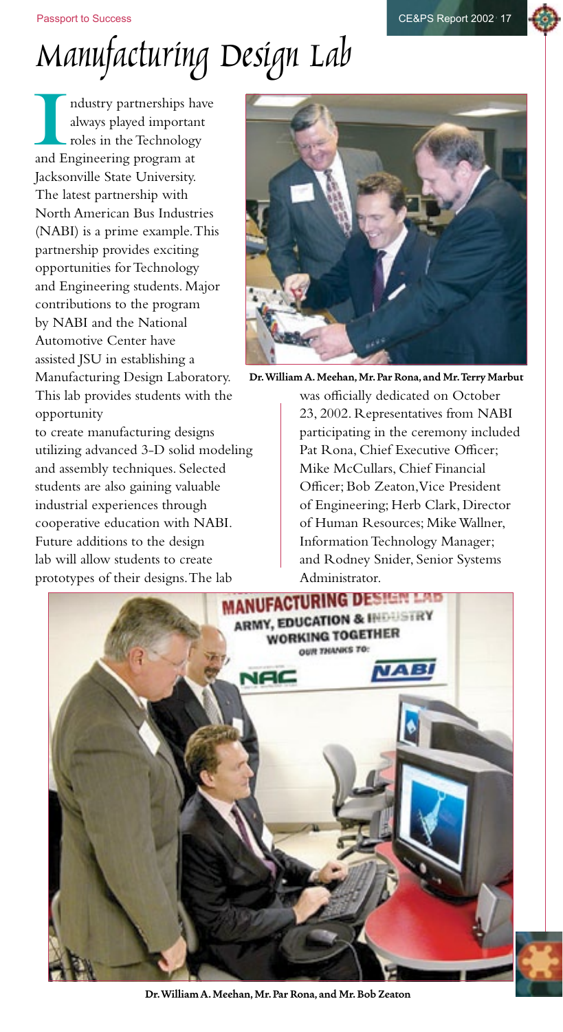# Manufacturing Design Lab

Industry partnerships have always played important roles in the Technology and Engineering program at Jacksonville State University. The latest partnership with North American Bus Industries (NABI) is a prime example. This partnership provides exciting opportunities for Technology and Engineering students. Major contributions to the program by NABI and the National Automotive Center have assisted JSU in establishing a Manufacturing Design Laboratory. This lab provides students with the opportunity to create manufacturing designs utilizing advanced 3-D solid modeling and assembly techniques. Selected students are also gaining valuable industrial experiences through cooperative education with NABI. Future additions to the design lab will allow students to create prototypes of their designs. The lab was officially dedicated on October 23, 2002. Representatives from NABI participating in the ceremony included Pat Rona, Chief Executive Officer; Mike McCullars, Chief Financial Officer; Bob Zeaton, Vice President of Engineering; Herb Clark, Director of Human Resources; Mike Wallner, Information Technology Manager; and Rodney Snider, Senior Systems Administrator.

**Dr. William A. Meehan, Mr. Par Rona, and Mr. Terry Marbut**

**Dr. William A. Meehan, Mr. Par Rona, and Mr. Bob Zeaton**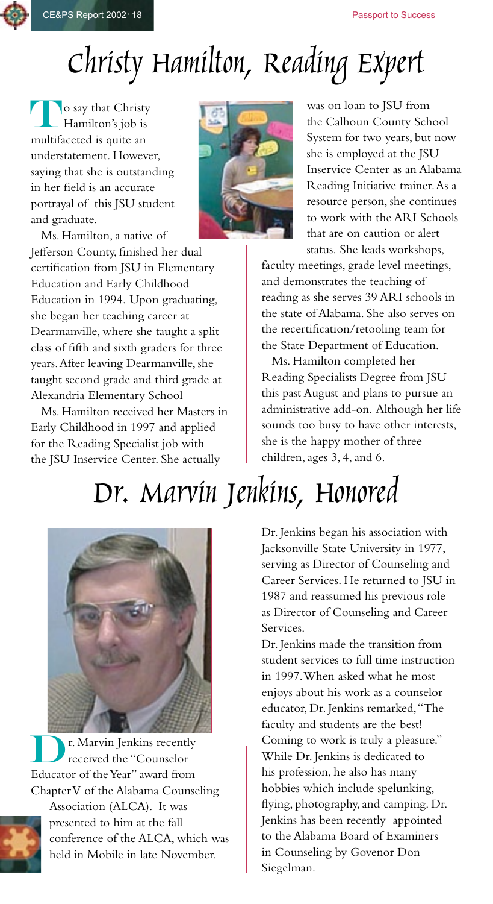# Christy Hamilton, Reading Expert

To say that Christy Hamilton's job is multifaceted is quite an understatement. However, saying that she is outstanding in her field is an accurate portrayal of this JSU student and graduate.

Ms. Hamilton, a native of Jefferson County, finished her dual certification from JSU in Elementary Education and Early Childhood Education in 1994. Upon graduating, she began her teaching career at Dearmanville, where she taught a split class of fifth and sixth graders for three years. After leaving Dearmanville, she taught second grade and third grade at Alexandria Elementary School

Ms. Hamilton received her Masters in Early Childhood in 1997 and applied for the Reading Specialist job with the JSU Inservice Center. She actually was on loan to JSU from the Calhoun County School System for two years, but now she is employed at the JSU Inservice Center as an Alabama Reading Initiative trainer. As a resource person, she continues to work with the ARI Schools that are on caution or alert status. She leads workshops, faculty meetings, grade level meetings, and demonstrates the teaching of reading as she serves 39 ARI schools in the state of Alabama. She also serves on the recertification/retooling team for the State Department of Education.

Ms. Hamilton completed her Reading Specialists Degree from JSU this past August and plans to pursue an administrative add-on. Although her life sounds too busy to have other interests, she is the happy mother of three children, ages 3, 4, and 6.

# Dr. Marvin Jenkins, Honored

Dr. Marvin Jenkins recently received the "Counselor Educator of the Year" award from Chapter V of the Alabama Counseling Association (ALCA). It was presented to him at the fall conference of the ALCA, which was held in Mobile in late November.

Dr. Jenkins began his association with Jacksonville State University in 1977, serving as Director of Counseling and Career Services. He returned to JSU in 1987 and reassumed his previous role as Director of Counseling and Career Services.

Dr. Jenkins made the transition from student services to full time instruction in 1997. When asked what he most enjoys about his work as a counselor educator, Dr. Jenkins remarked, "The faculty and students are the best! Coming to work is truly a pleasure." While Dr. Jenkins is dedicated to his profession, he also has many hobbies which include spelunking, flying, photography, and camping. Dr. Jenkins has been recently appointed to the Alabama Board of Examiners in Counseling by Govenor Don Siegelman.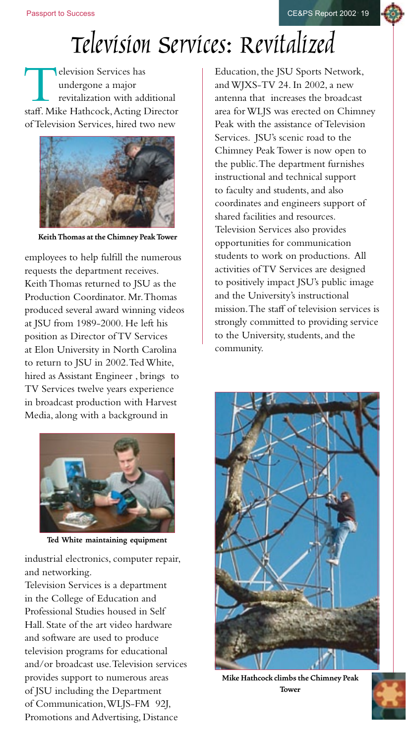# Television Services: Revitalized

Television Services has undergone a major revitalization with additional staff. Mike Hathcock, Acting Director of Television Services, hired two new employees to help fulfill the numerous requests the department receives. Keith Thomas returned to JSU as the Production Coordinator. Mr. Thomas produced several award winning videos at JSU from 1989-2000. He left his position as Director of TV Services at Elon University in North Carolina to return to JSU in 2002. Ted White, hired as Assistant Engineer , brings to TV Services twelve years experience in broadcast production with Harvest Media, along with a background in industrial electronics, computer repair, and networking.

**Keith Thomas at the Chimney Peak Tower**

**Ted White maintaining equipment**

Television Services is a department in the College of Education and Professional Studies housed in Self Hall. State of the art video hardware and software are used to produce television programs for educational and/or broadcast use. Television services provides support to numerous areas of JSU including the Department of Communication, WLJS-FM 92J, Promotions and Advertising, Distance Education, the JSU Sports Network, and WJXS-TV 24. In 2002, a new antenna that increases the broadcast area for WLJS was erected on Chimney Peak with the assistance of Television Services. JSU's scenic road to the Chimney Peak Tower is now open to the public. The department furnishes instructional and technical support to faculty and students, and also coordinates and engineers support of shared facilities and resources. Television Services also provides opportunities for communication students to work on productions. All activities of TV Services are designed to positively impact JSU's public image and the University's instructional mission. The staff of television services is strongly committed to providing service to the University, students, and the community.

**Mike Hathcock climbs the Chimney Peak Tower**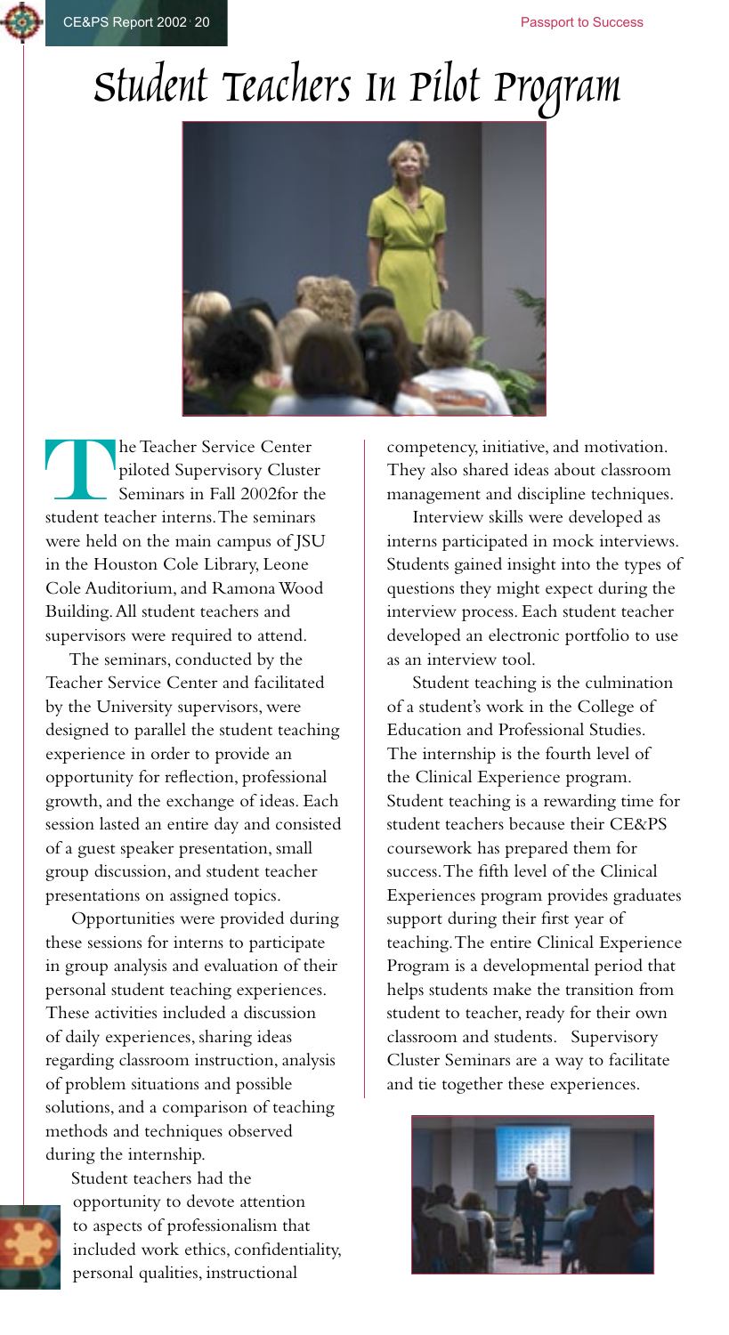# Student Teachers In Pilot Program

The Teacher Service Center piloted Supervisory Cluster Seminars in Fall 2002for the student teacher interns. The seminars were held on the main campus of JSU in the Houston Cole Library, Leone Cole Auditorium, and Ramona Wood Building. All student teachers and supervisors were required to attend.

The seminars, conducted by the Teacher Service Center and facilitated by the University supervisors, were designed to parallel the student teaching experience in order to provide an opportunity for reflection, professional growth, and the exchange of ideas. Each session lasted an entire day and consisted of a guest speaker presentation, small group discussion, and student teacher presentations on assigned topics.

Opportunities were provided during these sessions for interns to participate in group analysis and evaluation of their personal student teaching experiences. These activities included a discussion of daily experiences, sharing ideas regarding classroom instruction, analysis of problem situations and possible solutions, and a comparison of teaching methods and techniques observed during the internship.

Student teachers had the opportunity to devote attention to aspects of professionalism that included work ethics, confidentiality, personal qualities, instructional competency, initiative, and motivation. They also shared ideas about classroom management and discipline techniques.

Interview skills were developed as interns participated in mock interviews. Students gained insight into the types of questions they might expect during the interview process. Each student teacher developed an electronic portfolio to use as an interview tool.

Student teaching is the culmination of a student's work in the College of Education and Professional Studies. The internship is the fourth level of the Clinical Experience program. Student teaching is a rewarding time for student teachers because their CE&PS coursework has prepared them for success. The fifth level of the Clinical Experiences program provides graduates support during their first year of teaching. The entire Clinical Experience Program is a developmental period that helps students make the transition from student to teacher, ready for their own classroom and students. Supervisory Cluster Seminars are a way to facilitate and tie together these experiences.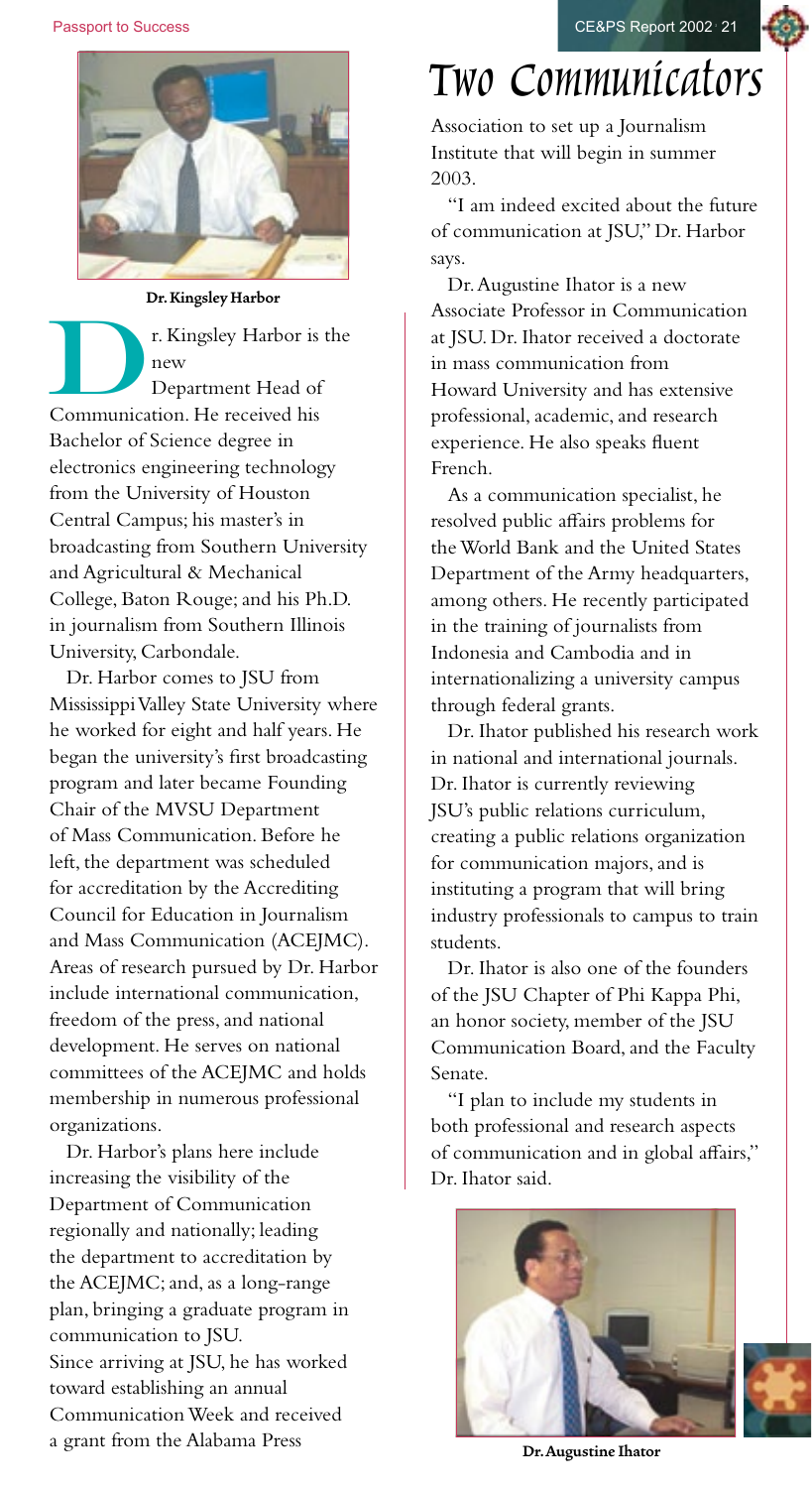# Two Communicators

Dr. Kingsley Harbor

Dr. Kingsley Harbor is the new Department Head of Communication. He received his Bachelor of Science degree in electronics engineering technology from the University of Houston Central Campus; his master's in broadcasting from Southern University and Agricultural & Mechanical College, Baton Rouge; and his Ph.D. in journalism from Southern Illinois University, Carbondale.

Dr. Harbor comes to JSU from Mississippi Valley State University where he worked for eight and half years. He began the university's first broadcasting program and later became Founding Chair of the MVSU Department of Mass Communication. Before he left, the department was scheduled for accreditation by the Accrediting Council for Education in Journalism and Mass Communication (ACEJMC). Areas of research pursued by Dr. Harbor include international communication, freedom of the press, and national development. He serves on national committees of the ACEJMC and holds membership in numerous professional organizations.

Dr. Harbor's plans here include increasing the visibility of the Department of Communication regionally and nationally; leading the department to accreditation by the ACEJMC; and, as a long-range plan, bringing a graduate program in communication to JSU.

Since arriving at JSU, he has worked toward establishing an annual Communication Week and received a grant from the Alabama Press Association to set up a Journalism Institute that will begin in summer 2003.

"I am indeed excited about the future of communication at JSU," Dr. Harbor says.

Dr. Augustine Ihator is a new Associate Professor in Communication at JSU. Dr. Ihator received a doctorate in mass communication from Howard University and has extensive professional, academic, and research experience. He also speaks fluent French.

As a communication specialist, he resolved public affairs problems for the World Bank and the United States Department of the Army headquarters, among others. He recently participated in the training of journalists from Indonesia and Cambodia and in internationalizing a university campus through federal grants.

Dr. Ihator published his research work in national and international journals. Dr. Ihator is currently reviewing JSU's public relations curriculum, creating a public relations organization for communication majors, and is instituting a program that will bring industry professionals to campus to train students.

Dr. Ihator is also one of the founders of the JSU Chapter of Phi Kappa Phi, an honor society, member of the JSU Communication Board, and the Faculty Senate.

"I plan to include my students in both professional and research aspects of communication and in global affairs," Dr. Ihator said.

Dr. Augustine Ihator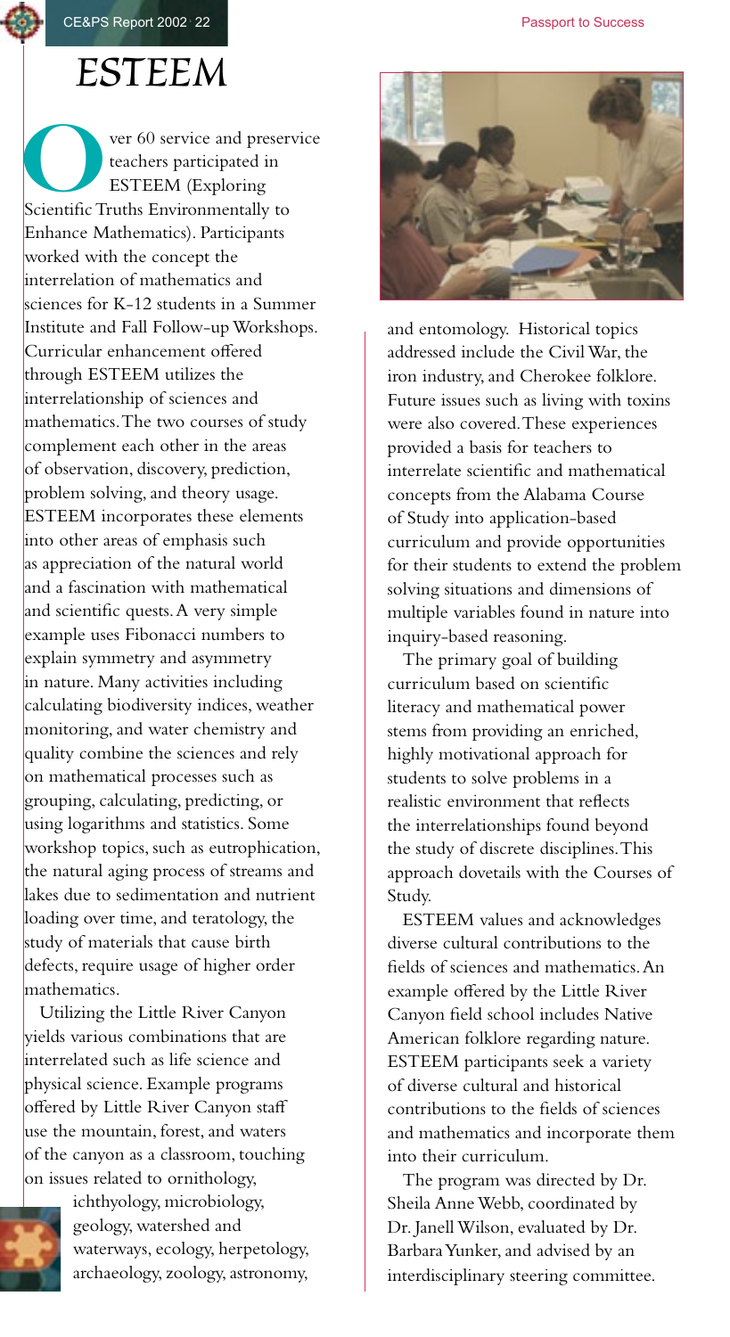# ESTEEM

Over 60 service and preservice teachers participated in ESTEEM (Exploring Scientific Truths Environmentally to Enhance Mathematics). Participants worked with the concept the interrelation of mathematics and sciences for K-12 students in a Summer Institute and Fall Follow-up Workshops. Curricular enhancement offered through ESTEEM utilizes the interrelationship of sciences and mathematics. The two courses of study complement each other in the areas of observation, discovery, prediction, problem solving, and theory usage. ESTEEM incorporates these elements into other areas of emphasis such as appreciation of the natural world and a fascination with mathematical and scientific quests. A very simple example uses Fibonacci numbers to explain symmetry and asymmetry in nature. Many activities including calculating biodiversity indices, weather monitoring, and water chemistry and quality combine the sciences and rely on mathematical processes such as grouping, calculating, predicting, or using logarithms and statistics. Some workshop topics, such as eutrophication, the natural aging process of streams and lakes due to sedimentation and nutrient loading over time, and teratology, the study of materials that cause birth defects, require usage of higher order mathematics.

Utilizing the Little River Canyon yields various combinations that are interrelated such as life science and physical science. Example programs offered by Little River Canyon staff use the mountain, forest, and waters of the canyon as a classroom, touching on issues related to ornithology, ichthyology, microbiology, geology, watershed and waterways, ecology, herpetology, archaeology, zoology, astronomy, and entomology. Historical topics addressed include the Civil War, the iron industry, and Cherokee folklore. Future issues such as living with toxins were also covered. These experiences provided a basis for teachers to interrelate scientific and mathematical concepts from the Alabama Course of Study into application-based curriculum and provide opportunities for their students to extend the problem solving situations and dimensions of multiple variables found in nature into inquiry-based reasoning.

The primary goal of building curriculum based on scientific literacy and mathematical power stems from providing an enriched, highly motivational approach for students to solve problems in a realistic environment that reflects the interrelationships found beyond the study of discrete disciplines. This approach dovetails with the Courses of Study.

ESTEEM values and acknowledges diverse cultural contributions to the fields of sciences and mathematics. An example offered by the Little River Canyon field school includes Native American folklore regarding nature. ESTEEM participants seek a variety of diverse cultural and historical contributions to the fields of sciences and mathematics and incorporate them into their curriculum.

The program was directed by Dr. Sheila Anne Webb, coordinated by Dr. Janell Wilson, evaluated by Dr. Barbara Yunker, and advised by an interdisciplinary steering committee.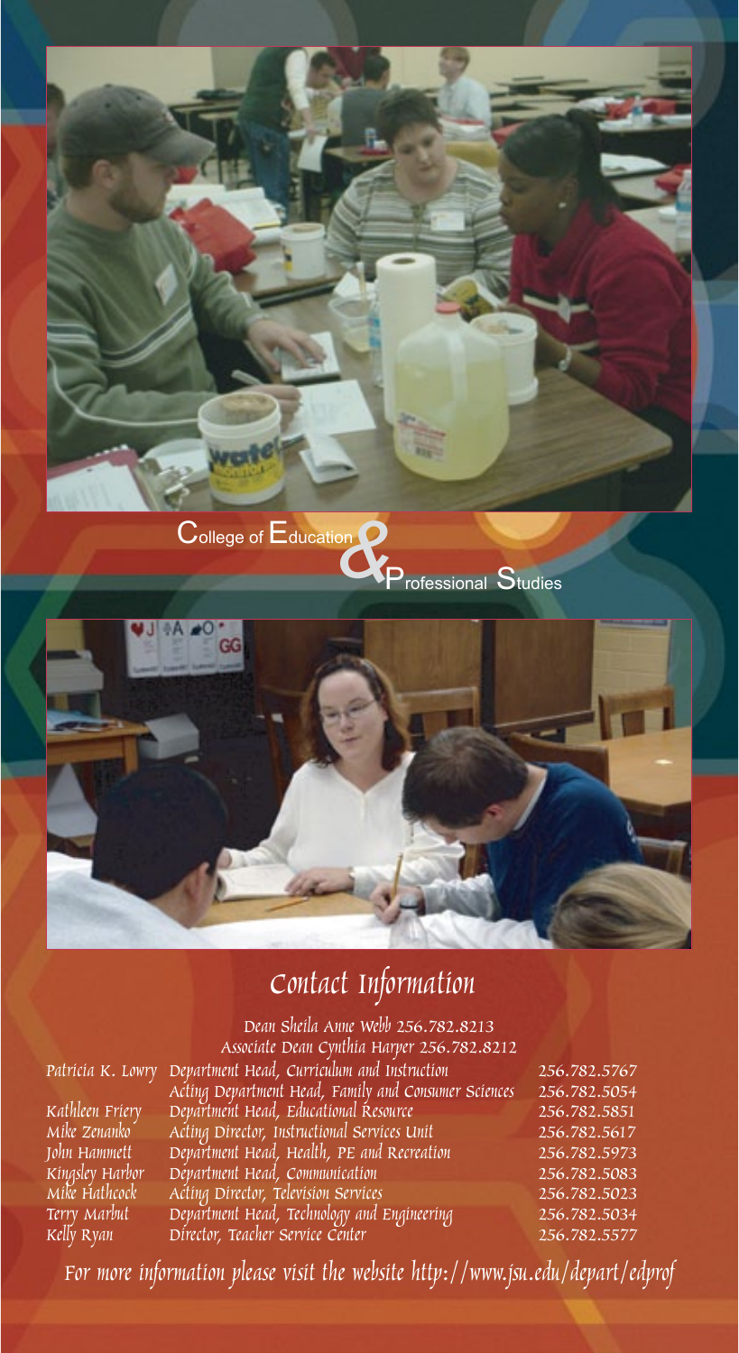College of Education & Professional Studies

## Contact Information

Dean Sheila Anne Webb 256.782.8213
Associate Dean Cynthia Harper 256.782.8212

| | | |
|---|---|---|
| Patricia K. Lowry | Department Head, Curriculum and Instruction | 256.782.5767 |
| | Acting Department Head, Family and Consumer Sciences | 256.782.5054 |
| Kathleen Friery | Department Head, Educational Resource | 256.782.5851 |
| Mike Zenanko | Acting Director, Instructional Services Unit | 256.782.5617 |
| John Hammett | Department Head, Health, PE and Recreation | 256.782.5973 |
| Kingsley Harbor | Department Head, Communication | 256.782.5083 |
| Mike Hathcock | Acting Director, Television Services | 256.782.5023 |
| Terry Marbut | Department Head, Technology and Engineering | 256.782.5034 |
| Kelly Ryan | Director, Teacher Service Center | 256.782.5577 |

For more information please visit the website http://www.jsu.edu/depart/edprof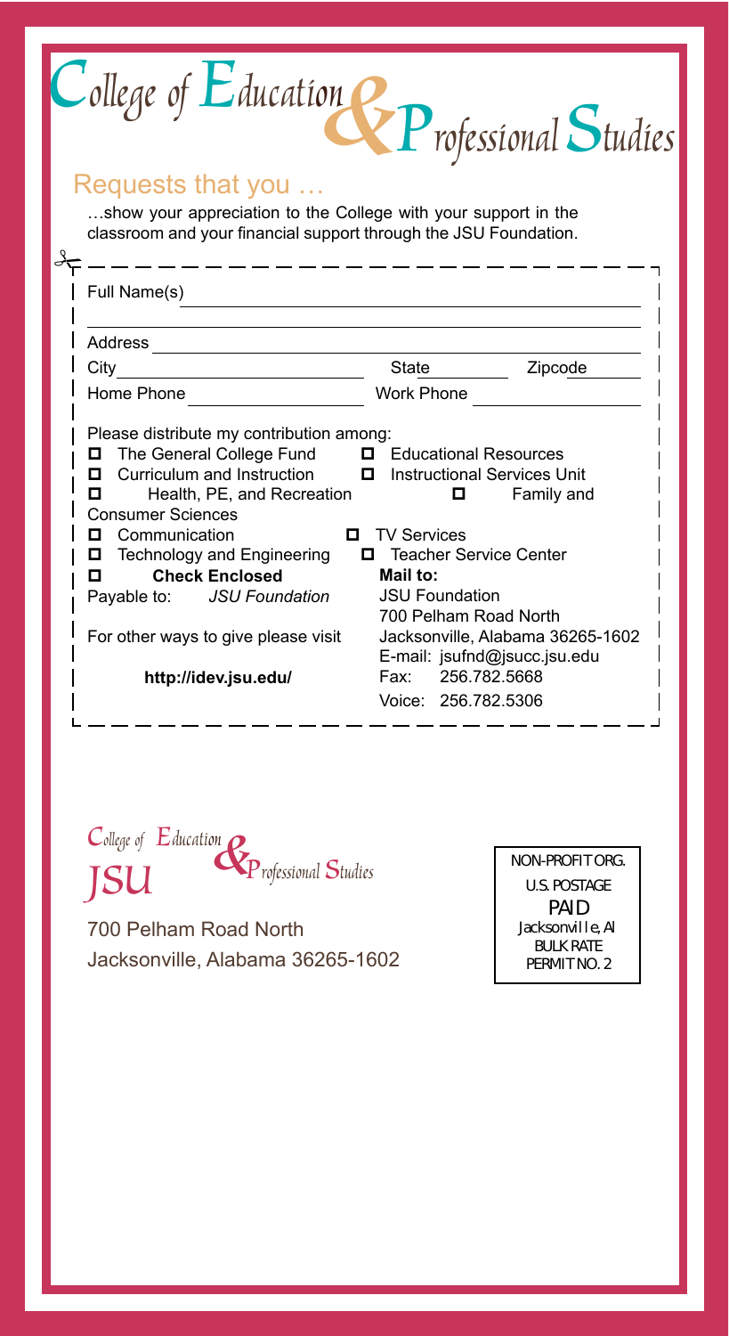# College of Education & Professional Studies

## Requests that you …

…show your appreciation to the College with your support in the classroom and your financial support through the JSU Foundation.

Full Name(s) ______________________________

______________________________

Address ______________________________

City ______________ State ________ Zipcode ________

Home Phone ______________ Work Phone ______________

Please distribute my contribution among:

- ☐ The General College Fund
- ☐ Educational Resources
- ☐ Curriculum and Instruction
- ☐ Instructional Services Unit
- ☐ Health, PE, and Recreation
- ☐ Family and Consumer Sciences
- ☐ Communication
- ☐ TV Services
- ☐ Technology and Engineering
- ☐ Teacher Service Center

☐ **Check Enclosed**

Payable to: *JSU Foundation*

**Mail to:**
JSU Foundation
700 Pelham Road North
Jacksonville, Alabama 36265-1602
E-mail: jsufnd@jsucc.jsu.edu
Fax: 256.782.5668
Voice: 256.782.5306

For other ways to give please visit

**http://idev.jsu.edu/**

College of Education & Professional Studies
JSU

700 Pelham Road North
Jacksonville, Alabama 36265-1602

NON-PROFIT ORG.
U.S. POSTAGE
PAID
Jacksonville, Al
BULK RATE
PERMIT NO. 2